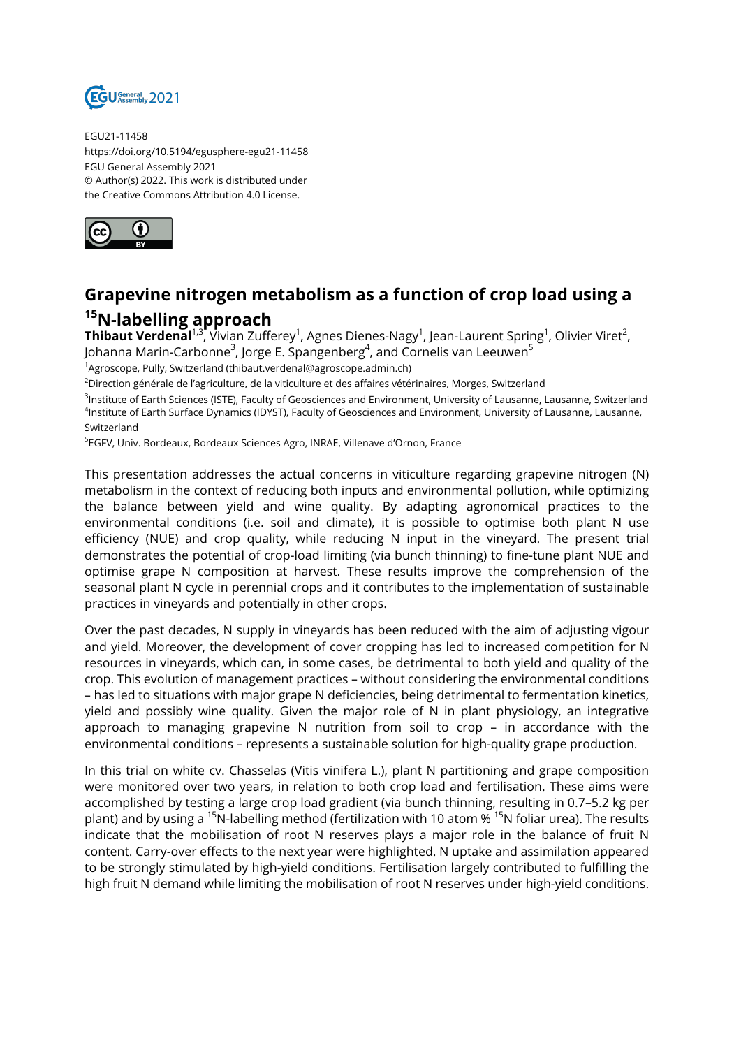EGU21-11458
https://doi.org/10.5194/egusphere-egu21-11458
EGU General Assembly 2021
© Author(s) 2022. This work is distributed under the Creative Commons Attribution 4.0 License.

# Grapevine nitrogen metabolism as a function of crop load using a $^{15}$N-labelling approach

**Thibaut Verdenal**[1,3], Vivian Zufferey[1], Agnes Dienes-Nagy[1], Jean-Laurent Spring[1], Olivier Viret[2], Johanna Marin-Carbonne[3], Jorge E. Spangenberg[4], and Cornelis van Leeuwen[5]

[1]Agroscope, Pully, Switzerland (thibaut.verdenal@agroscope.admin.ch)

[2]Direction générale de l'agriculture, de la viticulture et des affaires vétérinaires, Morges, Switzerland

[3]Institute of Earth Sciences (ISTE), Faculty of Geosciences and Environment, University of Lausanne, Lausanne, Switzerland

[4]Institute of Earth Surface Dynamics (IDYST), Faculty of Geosciences and Environment, University of Lausanne, Lausanne, Switzerland

[5]EGFV, Univ. Bordeaux, Bordeaux Sciences Agro, INRAE, Villenave d'Ornon, France

This presentation addresses the actual concerns in viticulture regarding grapevine nitrogen (N) metabolism in the context of reducing both inputs and environmental pollution, while optimizing the balance between yield and wine quality. By adapting agronomical practices to the environmental conditions (i.e. soil and climate), it is possible to optimise both plant N use efficiency (NUE) and crop quality, while reducing N input in the vineyard. The present trial demonstrates the potential of crop-load limiting (via bunch thinning) to fine-tune plant NUE and optimise grape N composition at harvest. These results improve the comprehension of the seasonal plant N cycle in perennial crops and it contributes to the implementation of sustainable practices in vineyards and potentially in other crops.

Over the past decades, N supply in vineyards has been reduced with the aim of adjusting vigour and yield. Moreover, the development of cover cropping has led to increased competition for N resources in vineyards, which can, in some cases, be detrimental to both yield and quality of the crop. This evolution of management practices – without considering the environmental conditions – has led to situations with major grape N deficiencies, being detrimental to fermentation kinetics, yield and possibly wine quality. Given the major role of N in plant physiology, an integrative approach to managing grapevine N nutrition from soil to crop – in accordance with the environmental conditions – represents a sustainable solution for high-quality grape production.

In this trial on white cv. Chasselas (Vitis vinifera L.), plant N partitioning and grape composition were monitored over two years, in relation to both crop load and fertilisation. These aims were accomplished by testing a large crop load gradient (via bunch thinning, resulting in 0.7–5.2 kg per plant) and by using a $^{15}$N-labelling method (fertilization with 10 atom % $^{15}$N foliar urea). The results indicate that the mobilisation of root N reserves plays a major role in the balance of fruit N content. Carry-over effects to the next year were highlighted. N uptake and assimilation appeared to be strongly stimulated by high-yield conditions. Fertilisation largely contributed to fulfilling the high fruit N demand while limiting the mobilisation of root N reserves under high-yield conditions.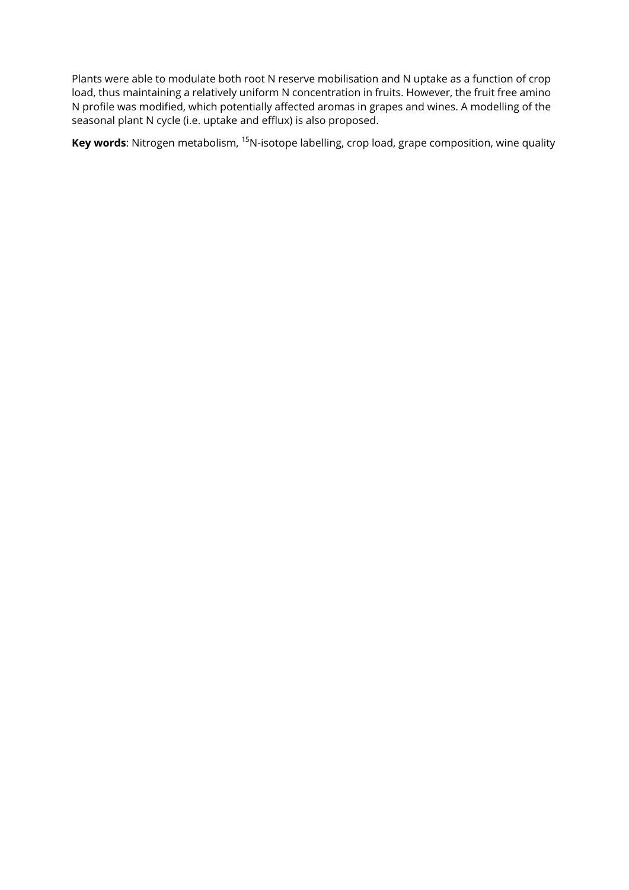Plants were able to modulate both root N reserve mobilisation and N uptake as a function of crop load, thus maintaining a relatively uniform N concentration in fruits. However, the fruit free amino N profile was modified, which potentially affected aromas in grapes and wines. A modelling of the seasonal plant N cycle (i.e. uptake and efflux) is also proposed.

**Key words**: Nitrogen metabolism, $^{15}N$-isotope labelling, crop load, grape composition, wine quality